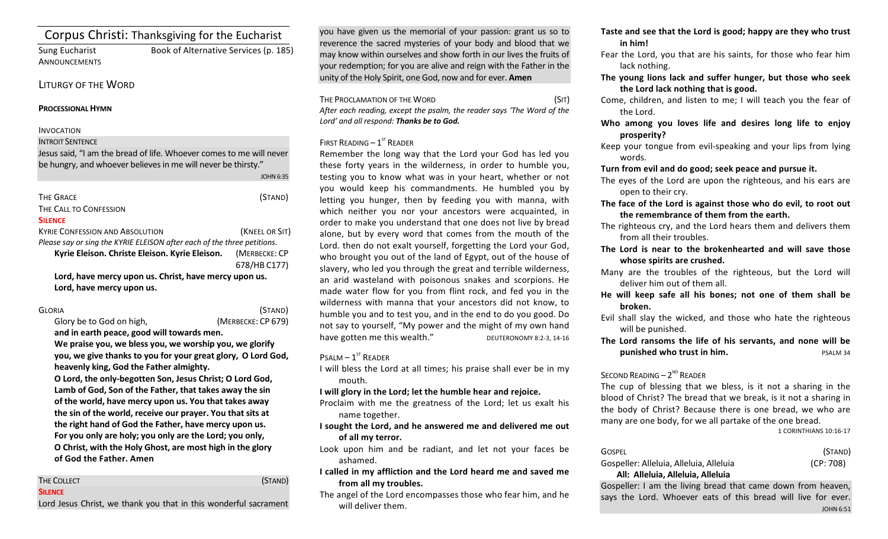# Corpus Christi: Thanksgiving for the Eucharist

Sung Eucharist — Book of Alternative Services (p. 185)

ANNOUNCEMENTS

## LITURGY OF THE WORD

**PROCESSIONAL HYMN**

INVOCATION

INTROIT SENTENCE

Jesus said, "I am the bread of life. Whoever comes to me will never be hungry, and whoever believes in me will never be thirsty."

JOHN 6:35

THE GRACE (STAND)

THE CALL TO CONFESSION

**SILENCE**

KYRIE CONFESSION AND ABSOLUTION (KNEEL OR SIT)

*Please say or sing the KYRIE ELEISON after each of the three petitions.*

**Kyrie Eleison. Christe Eleison. Kyrie Eleison.** (MERBECKE: CP 678/HB C177)

**Lord, have mercy upon us. Christ, have mercy upon us. Lord, have mercy upon us.**

GLORIA (STAND)

Glory be to God on high, (MERBECKE: CP 679)

**and in earth peace, good will towards men.**

**We praise you, we bless you, we worship you, we glorify you, we give thanks to you for your great glory, O Lord God, heavenly king, God the Father almighty.**

**O Lord, the only-begotten Son, Jesus Christ; O Lord God, Lamb of God, Son of the Father, that takes away the sin of the world, have mercy upon us. You that takes away the sin of the world, receive our prayer. You that sits at the right hand of God the Father, have mercy upon us. For you only are holy; you only are the Lord; you only, O Christ, with the Holy Ghost, are most high in the glory of God the Father. Amen**

THE COLLECT (STAND)

**SILENCE**

Lord Jesus Christ, we thank you that in this wonderful sacrament you have given us the memorial of your passion: grant us so to reverence the sacred mysteries of your body and blood that we may know within ourselves and show forth in our lives the fruits of your redemption; for you are alive and reign with the Father in the unity of the Holy Spirit, one God, now and for ever. **Amen**

THE PROCLAMATION OF THE WORD (SIT)

*After each reading, except the psalm, the reader says 'The Word of the Lord' and all respond: **Thanks be to God.***

FIRST READING – 1ST READER

Remember the long way that the Lord your God has led you these forty years in the wilderness, in order to humble you, testing you to know what was in your heart, whether or not you would keep his commandments. He humbled you by letting you hunger, then by feeding you with manna, with which neither you nor your ancestors were acquainted, in order to make you understand that one does not live by bread alone, but by every word that comes from the mouth of the Lord. then do not exalt yourself, forgetting the Lord your God, who brought you out of the land of Egypt, out of the house of slavery, who led you through the great and terrible wilderness, an arid wasteland with poisonous snakes and scorpions. He made water flow for you from flint rock, and fed you in the wilderness with manna that your ancestors did not know, to humble you and to test you, and in the end to do you good. Do not say to yourself, "My power and the might of my own hand have gotten me this wealth."

DEUTERONOMY 8:2-3, 14-16

PSALM – 1ST READER

I will bless the Lord at all times; his praise shall ever be in my mouth.

**I will glory in the Lord; let the humble hear and rejoice.**

Proclaim with me the greatness of the Lord; let us exalt his name together.

**I sought the Lord, and he answered me and delivered me out of all my terror.**

Look upon him and be radiant, and let not your faces be ashamed.

**I called in my affliction and the Lord heard me and saved me from all my troubles.**

The angel of the Lord encompasses those who fear him, and he will deliver them.

**Taste and see that the Lord is good; happy are they who trust in him!**

Fear the Lord, you that are his saints, for those who fear him lack nothing.

**The young lions lack and suffer hunger, but those who seek the Lord lack nothing that is good.**

Come, children, and listen to me; I will teach you the fear of the Lord.

**Who among you loves life and desires long life to enjoy prosperity?**

Keep your tongue from evil-speaking and your lips from lying words.

**Turn from evil and do good; seek peace and pursue it.**

The eyes of the Lord are upon the righteous, and his ears are open to their cry.

**The face of the Lord is against those who do evil, to root out the remembrance of them from the earth.**

The righteous cry, and the Lord hears them and delivers them from all their troubles.

**The Lord is near to the brokenhearted and will save those whose spirits are crushed.**

Many are the troubles of the righteous, but the Lord will deliver him out of them all.

**He will keep safe all his bones; not one of them shall be broken.**

Evil shall slay the wicked, and those who hate the righteous will be punished.

**The Lord ransoms the life of his servants, and none will be punished who trust in him.**

PSALM 34

SECOND READING – 2ND READER

The cup of blessing that we bless, is it not a sharing in the blood of Christ? The bread that we break, is it not a sharing in the body of Christ? Because there is one bread, we who are many are one body, for we all partake of the one bread.

1 CORINTHIANS 10:16-17

GOSPEL (STAND)

Gospeller: Alleluia, Alleluia, Alleluia (CP: 708)

**All: Alleluia, Alleluia, Alleluia**

Gospeller: I am the living bread that came down from heaven, says the Lord. Whoever eats of this bread will live for ever.

JOHN 6:51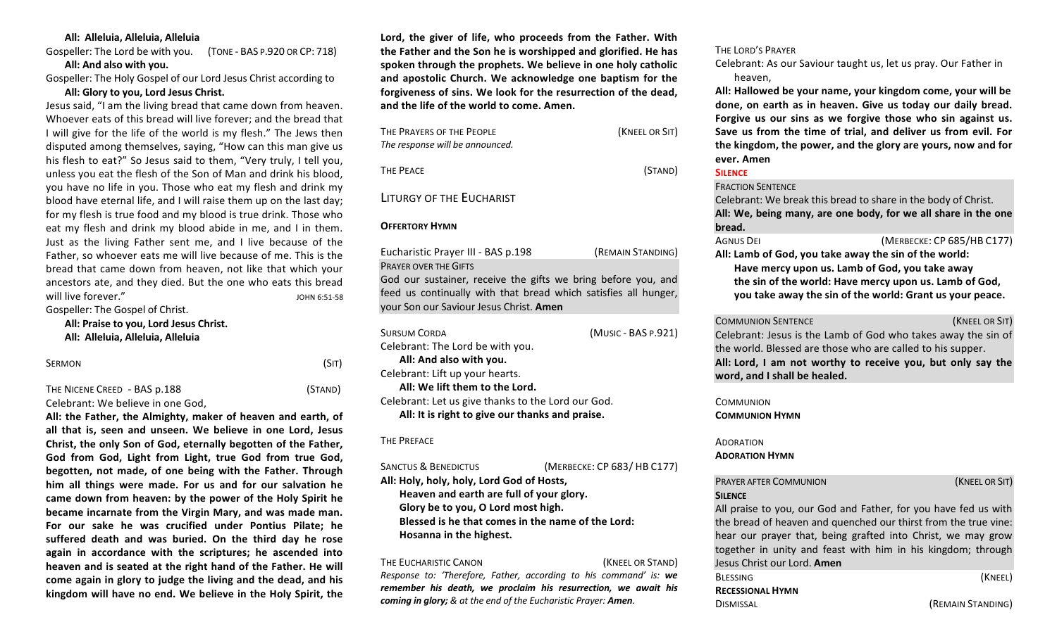**All: Alleluia, Alleluia, Alleluia**

Gospeller: The Lord be with you. (TONE - BAS P.920 OR CP: 718)

**All: And also with you.**

Gospeller: The Holy Gospel of our Lord Jesus Christ according to

**All: Glory to you, Lord Jesus Christ.**

Jesus said, "I am the living bread that came down from heaven. Whoever eats of this bread will live forever; and the bread that I will give for the life of the world is my flesh." The Jews then disputed among themselves, saying, "How can this man give us his flesh to eat?" So Jesus said to them, "Very truly, I tell you, unless you eat the flesh of the Son of Man and drink his blood, you have no life in you. Those who eat my flesh and drink my blood have eternal life, and I will raise them up on the last day; for my flesh is true food and my blood is true drink. Those who eat my flesh and drink my blood abide in me, and I in them. Just as the living Father sent me, and I live because of the Father, so whoever eats me will live because of me. This is the bread that came down from heaven, not like that which your ancestors ate, and they died. But the one who eats this bread will live forever." JOHN 6:51-58

Gospeller: The Gospel of Christ.

**All: Praise to you, Lord Jesus Christ.**
**All: Alleluia, Alleluia, Alleluia**

SERMON (SIT)

THE NICENE CREED - BAS p.188 (STAND)

Celebrant: We believe in one God,

**All: the Father, the Almighty, maker of heaven and earth, of all that is, seen and unseen. We believe in one Lord, Jesus Christ, the only Son of God, eternally begotten of the Father, God from God, Light from Light, true God from true God, begotten, not made, of one being with the Father. Through him all things were made. For us and for our salvation he came down from heaven: by the power of the Holy Spirit he became incarnate from the Virgin Mary, and was made man. For our sake he was crucified under Pontius Pilate; he suffered death and was buried. On the third day he rose again in accordance with the scriptures; he ascended into heaven and is seated at the right hand of the Father. He will come again in glory to judge the living and the dead, and his kingdom will have no end. We believe in the Holy Spirit, the Lord, the giver of life, who proceeds from the Father. With the Father and the Son he is worshipped and glorified. He has spoken through the prophets. We believe in one holy catholic and apostolic Church. We acknowledge one baptism for the forgiveness of sins. We look for the resurrection of the dead, and the life of the world to come. Amen.**

THE PRAYERS OF THE PEOPLE (KNEEL OR SIT)

*The response will be announced.*

THE PEACE (STAND)

## LITURGY OF THE EUCHARIST

**OFFERTORY HYMN**

Eucharistic Prayer III - BAS p.198 (REMAIN STANDING)

PRAYER OVER THE GIFTS

God our sustainer, receive the gifts we bring before you, and feed us continually with that bread which satisfies all hunger, your Son our Saviour Jesus Christ. **Amen**

SURSUM CORDA (MUSIC - BAS P.921)

Celebrant: The Lord be with you.

**All: And also with you.**

Celebrant: Lift up your hearts.

**All: We lift them to the Lord.**

Celebrant: Let us give thanks to the Lord our God.

**All: It is right to give our thanks and praise.**

THE PREFACE

SANCTUS & BENEDICTUS (MERBECKE: CP 683/ HB C177)

**All: Holy, holy, holy, Lord God of Hosts,**
**Heaven and earth are full of your glory.**
**Glory be to you, O Lord most high.**
**Blessed is he that comes in the name of the Lord:**
**Hosanna in the highest.**

THE EUCHARISTIC CANON (KNEEL OR STAND)

*Response to: 'Therefore, Father, according to his command' is:* ***we remember his death, we proclaim his resurrection, we await his coming in glory;*** *& at the end of the Eucharistic Prayer:* ***Amen.***

THE LORD'S PRAYER

Celebrant: As our Saviour taught us, let us pray. Our Father in heaven,

**All: Hallowed be your name, your kingdom come, your will be done, on earth as in heaven. Give us today our daily bread. Forgive us our sins as we forgive those who sin against us. Save us from the time of trial, and deliver us from evil. For the kingdom, the power, and the glory are yours, now and for ever. Amen**

**SILENCE**

FRACTION SENTENCE

Celebrant: We break this bread to share in the body of Christ.

**All: We, being many, are one body, for we all share in the one bread.**

AGNUS DEI (MERBECKE: CP 685/HB C177)

**All: Lamb of God, you take away the sin of the world:**
**Have mercy upon us. Lamb of God, you take away**
**the sin of the world: Have mercy upon us. Lamb of God,**
**you take away the sin of the world: Grant us your peace.**

COMMUNION SENTENCE (KNEEL OR SIT)

Celebrant: Jesus is the Lamb of God who takes away the sin of the world. Blessed are those who are called to his supper.

**All: Lord, I am not worthy to receive you, but only say the word, and I shall be healed.**

COMMUNION

**COMMUNION HYMN**

ADORATION

**ADORATION HYMN**

PRAYER AFTER COMMUNION (KNEEL OR SIT)

**SILENCE**

All praise to you, our God and Father, for you have fed us with the bread of heaven and quenched our thirst from the true vine: hear our prayer that, being grafted into Christ, we may grow together in unity and feast with him in his kingdom; through Jesus Christ our Lord. **Amen**

BLESSING (KNEEL)

**RECESSIONAL HYMN**

DISMISSAL (REMAIN STANDING)